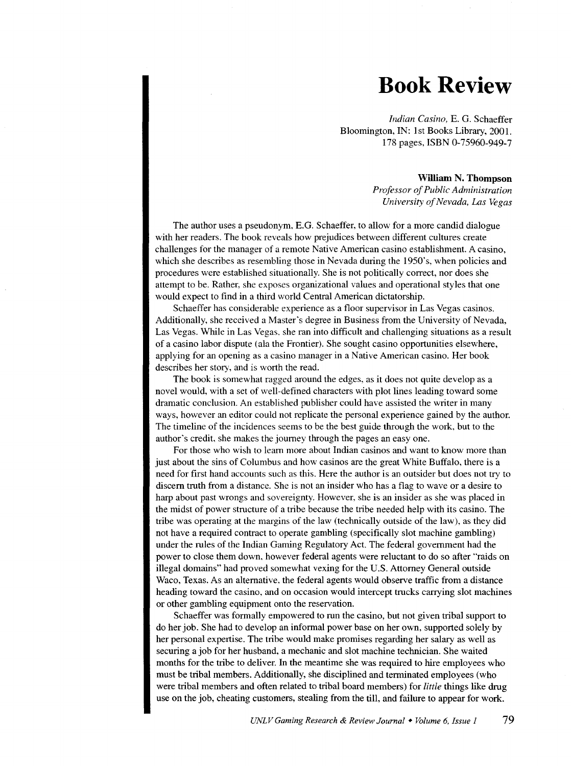# Book Review

*Indian Casino*, E. G. Schaeffer
Bloomington, IN: 1st Books Library, 2001.
178 pages, ISBN 0-75960-949-7

**William N. Thompson**
*Professor of Public Administration*
*University of Nevada, Las Vegas*

The author uses a pseudonym, E.G. Schaeffer, to allow for a more candid dialogue with her readers. The book reveals how prejudices between different cultures create challenges for the manager of a remote Native American casino establishment. A casino, which she describes as resembling those in Nevada during the 1950's, when policies and procedures were established situationally. She is not politically correct, nor does she attempt to be. Rather, she exposes organizational values and operational styles that one would expect to find in a third world Central American dictatorship.

Schaeffer has considerable experience as a floor supervisor in Las Vegas casinos. Additionally, she received a Master's degree in Business from the University of Nevada, Las Vegas. While in Las Vegas, she ran into difficult and challenging situations as a result of a casino labor dispute (ala the Frontier). She sought casino opportunities elsewhere, applying for an opening as a casino manager in a Native American casino. Her book describes her story, and is worth the read.

The book is somewhat ragged around the edges, as it does not quite develop as a novel would, with a set of well-defined characters with plot lines leading toward some dramatic conclusion. An established publisher could have assisted the writer in many ways, however an editor could not replicate the personal experience gained by the author. The timeline of the incidences seems to be the best guide through the work, but to the author's credit, she makes the journey through the pages an easy one.

For those who wish to learn more about Indian casinos and want to know more than just about the sins of Columbus and how casinos are the great White Buffalo, there is a need for first hand accounts such as this. Here the author is an outsider but does not try to discern truth from a distance. She is not an insider who has a flag to wave or a desire to harp about past wrongs and sovereignty. However, she is an insider as she was placed in the midst of power structure of a tribe because the tribe needed help with its casino. The tribe was operating at the margins of the law (technically outside of the law), as they did not have a required contract to operate gambling (specifically slot machine gambling) under the rules of the Indian Gaming Regulatory Act. The federal government had the power to close them down, however federal agents were reluctant to do so after "raids on illegal domains" had proved somewhat vexing for the U.S. Attorney General outside Waco, Texas. As an alternative, the federal agents would observe traffic from a distance heading toward the casino, and on occasion would intercept trucks carrying slot machines or other gambling equipment onto the reservation.

Schaeffer was formally empowered to run the casino, but not given tribal support to do her job. She had to develop an informal power base on her own, supported solely by her personal expertise. The tribe would make promises regarding her salary as well as securing a job for her husband, a mechanic and slot machine technician. She waited months for the tribe to deliver. In the meantime she was required to hire employees who must be tribal members. Additionally, she disciplined and terminated employees (who were tribal members and often related to tribal board members) for *little* things like drug use on the job, cheating customers, stealing from the till, and failure to appear for work.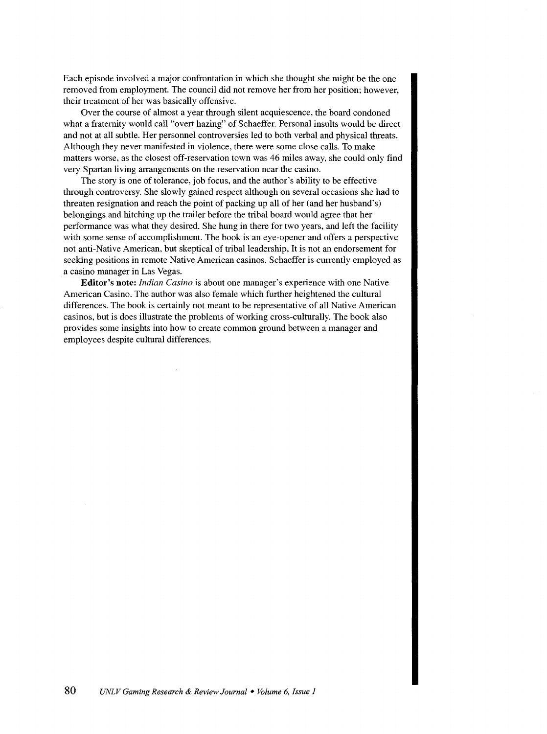Each episode involved a major confrontation in which she thought she might be the one removed from employment. The council did not remove her from her position; however, their treatment of her was basically offensive.

Over the course of almost a year through silent acquiescence, the board condoned what a fraternity would call "overt hazing" of Schaeffer. Personal insults would be direct and not at all subtle. Her personnel controversies led to both verbal and physical threats. Although they never manifested in violence, there were some close calls. To make matters worse, as the closest off-reservation town was 46 miles away, she could only find very Spartan living arrangements on the reservation near the casino.

The story is one of tolerance, job focus, and the author's ability to be effective through controversy. She slowly gained respect although on several occasions she had to threaten resignation and reach the point of packing up all of her (and her husband's) belongings and hitching up the trailer before the tribal board would agree that her performance was what they desired. She hung in there for two years, and left the facility with some sense of accomplishment. The book is an eye-opener and offers a perspective not anti-Native American, but skeptical of tribal leadership. It is not an endorsement for seeking positions in remote Native American casinos. Schaeffer is currently employed as a casino manager in Las Vegas.

**Editor's note:** *Indian Casino* is about one manager's experience with one Native American Casino. The author was also female which further heightened the cultural differences. The book is certainly not meant to be representative of all Native American casinos, but is does illustrate the problems of working cross-culturally. The book also provides some insights into how to create common ground between a manager and employees despite cultural differences.